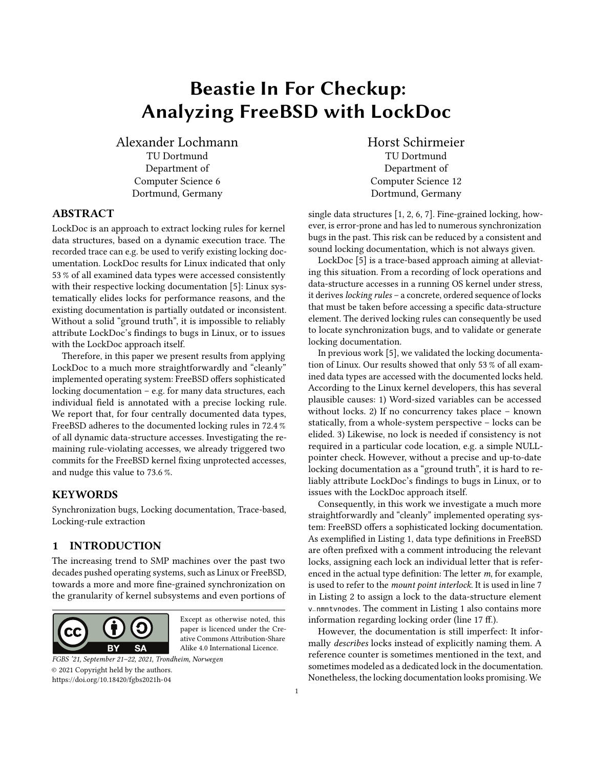# Beastie In For Checkup: Analyzing FreeBSD with LockDoc

Alexander Lochmann
TU Dortmund
Department of
Computer Science 6
Dortmund, Germany

Horst Schirmeier
TU Dortmund
Department of
Computer Science 12
Dortmund, Germany

## ABSTRACT

LockDoc is an approach to extract locking rules for kernel data structures, based on a dynamic execution trace. The recorded trace can e.g. be used to verify existing locking documentation. LockDoc results for Linux indicated that only 53 % of all examined data types were accessed consistently with their respective locking documentation [5]: Linux systematically elides locks for performance reasons, and the existing documentation is partially outdated or inconsistent. Without a solid "ground truth", it is impossible to reliably attribute LockDoc's findings to bugs in Linux, or to issues with the LockDoc approach itself.

Therefore, in this paper we present results from applying LockDoc to a much more straightforwardly and "cleanly" implemented operating system: FreeBSD offers sophisticated locking documentation – e.g. for many data structures, each individual field is annotated with a precise locking rule. We report that, for four centrally documented data types, FreeBSD adheres to the documented locking rules in 72.4 % of all dynamic data-structure accesses. Investigating the remaining rule-violating accesses, we already triggered two commits for the FreeBSD kernel fixing unprotected accesses, and nudge this value to 73.6 %.

## KEYWORDS

Synchronization bugs, Locking documentation, Trace-based, Locking-rule extraction

## 1 INTRODUCTION

The increasing trend to SMP machines over the past two decades pushed operating systems, such as Linux or FreeBSD, towards a more and more fine-grained synchronization on the granularity of kernel subsystems and even portions of single data structures [1, 2, 6, 7]. Fine-grained locking, however, is error-prone and has led to numerous synchronization bugs in the past. This risk can be reduced by a consistent and sound locking documentation, which is not always given.

LockDoc [5] is a trace-based approach aiming at alleviating this situation. From a recording of lock operations and data-structure accesses in a running OS kernel under stress, it derives *locking rules* – a concrete, ordered sequence of locks that must be taken before accessing a specific data-structure element. The derived locking rules can consequently be used to locate synchronization bugs, and to validate or generate locking documentation.

In previous work [5], we validated the locking documentation of Linux. Our results showed that only 53 % of all examined data types are accessed with the documented locks held. According to the Linux kernel developers, this has several plausible causes: 1) Word-sized variables can be accessed without locks. 2) If no concurrency takes place – known statically, from a whole-system perspective – locks can be elided. 3) Likewise, no lock is needed if consistency is not required in a particular code location, e.g. a simple NULL-pointer check. However, without a precise and up-to-date locking documentation as a "ground truth", it is hard to reliably attribute LockDoc's findings to bugs in Linux, or to issues with the LockDoc approach itself.

Consequently, in this work we investigate a much more straightforwardly and "cleanly" implemented operating system: FreeBSD offers a sophisticated locking documentation. As exemplified in Listing 1, data type definitions in FreeBSD are often prefixed with a comment introducing the relevant locks, assigning each lock an individual letter that is referenced in the actual type definition: The letter *m*, for example, is used to refer to the *mount point interlock*. It is used in line 7 in Listing 2 to assign a lock to the data-structure element `v_nmntvnodes`. The comment in Listing 1 also contains more information regarding locking order (line 17 ff.).

However, the documentation is still imperfect: It informally *describes* locks instead of explicitly naming them. A reference counter is sometimes mentioned in the text, and sometimes modeled as a dedicated lock in the documentation. Nonetheless, the locking documentation looks promising. We

Except as otherwise noted, this paper is licenced under the Creative Commons Attribution-Share Alike 4.0 International Licence.

*FGBS '21, September 21–22, 2021, Trondheim, Norwegen*
© 2021 Copyright held by the authors.
https://doi.org/10.18420/fgbs2021h-04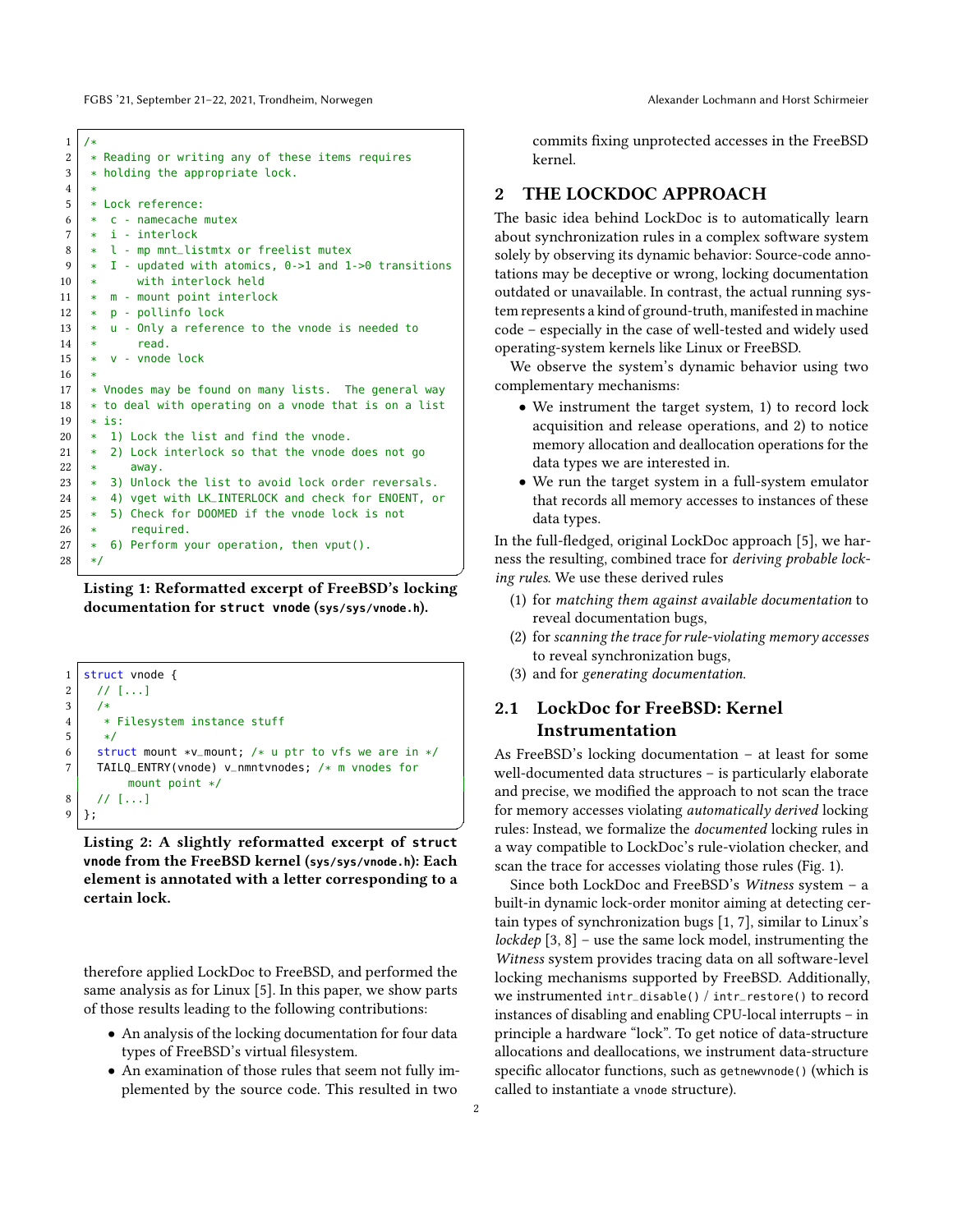```
/*
 * Reading or writing any of these items requires
 * holding the appropriate lock.
 *
 * Lock reference:
 *  c - namecache mutex
 *  i - interlock
 *  l - mp mnt_listmtx or freelist mutex
 *  I - updated with atomics, 0->1 and 1->0 transitions
 *      with interlock held
 *  m - mount point interlock
 *  p - pollinfo lock
 *  u - Only a reference to the vnode is needed to
 *      read.
 *  v - vnode lock
 *
 * Vnodes may be found on many lists.  The general way
 * to deal with operating on a vnode that is on a list
 * is:
 *  1) Lock the list and find the vnode.
 *  2) Lock interlock so that the vnode does not go
 *     away.
 *  3) Unlock the list to avoid lock order reversals.
 *  4) vget with LK_INTERLOCK and check for ENOENT, or
 *  5) Check for DOOMED if the vnode lock is not
 *     required.
 *  6) Perform your operation, then vput().
 */
```

**Listing 1: Reformatted excerpt of FreeBSD's locking documentation for `struct vnode` (`sys/sys/vnode.h`).**

```
struct vnode {
  // [...]
  /*
   * Filesystem instance stuff
   */
  struct mount *v_mount; /* u ptr to vfs we are in */
  TAILQ_ENTRY(vnode) v_nmntvnodes; /* m vnodes for
        mount point */
  // [...]
};
```

**Listing 2: A slightly reformatted excerpt of `struct vnode` from the FreeBSD kernel (`sys/sys/vnode.h`): Each element is annotated with a letter corresponding to a certain lock.**

therefore applied LockDoc to FreeBSD, and performed the same analysis as for Linux [5]. In this paper, we show parts of those results leading to the following contributions:

- An analysis of the locking documentation for four data types of FreeBSD's virtual filesystem.
- An examination of those rules that seem not fully implemented by the source code. This resulted in two commits fixing unprotected accesses in the FreeBSD kernel.

## 2 THE LOCKDOC APPROACH

The basic idea behind LockDoc is to automatically learn about synchronization rules in a complex software system solely by observing its dynamic behavior: Source-code annotations may be deceptive or wrong, locking documentation outdated or unavailable. In contrast, the actual running system represents a kind of ground-truth, manifested in machine code – especially in the case of well-tested and widely used operating-system kernels like Linux or FreeBSD.

We observe the system's dynamic behavior using two complementary mechanisms:

- We instrument the target system, 1) to record lock acquisition and release operations, and 2) to notice memory allocation and deallocation operations for the data types we are interested in.
- We run the target system in a full-system emulator that records all memory accesses to instances of these data types.

In the full-fledged, original LockDoc approach [5], we harness the resulting, combined trace for *deriving probable locking rules*. We use these derived rules

1. for *matching them against available documentation* to reveal documentation bugs,
2. for *scanning the trace for rule-violating memory accesses* to reveal synchronization bugs,
3. and for *generating documentation*.

### 2.1 LockDoc for FreeBSD: Kernel Instrumentation

As FreeBSD's locking documentation – at least for some well-documented data structures – is particularly elaborate and precise, we modified the approach to not scan the trace for memory accesses violating *automatically derived* locking rules: Instead, we formalize the *documented* locking rules in a way compatible to LockDoc's rule-violation checker, and scan the trace for accesses violating those rules (Fig. 1).

Since both LockDoc and FreeBSD's *Witness* system – a built-in dynamic lock-order monitor aiming at detecting certain types of synchronization bugs [1, 7], similar to Linux's *lockdep* [3, 8] – use the same lock model, instrumenting the *Witness* system provides tracing data on all software-level locking mechanisms supported by FreeBSD. Additionally, we instrumented `intr_disable()` / `intr_restore()` to record instances of disabling and enabling CPU-local interrupts – in principle a hardware "lock". To get notice of data-structure allocations and deallocations, we instrument data-structure specific allocator functions, such as `getnewvnode()` (which is called to instantiate a `vnode` structure).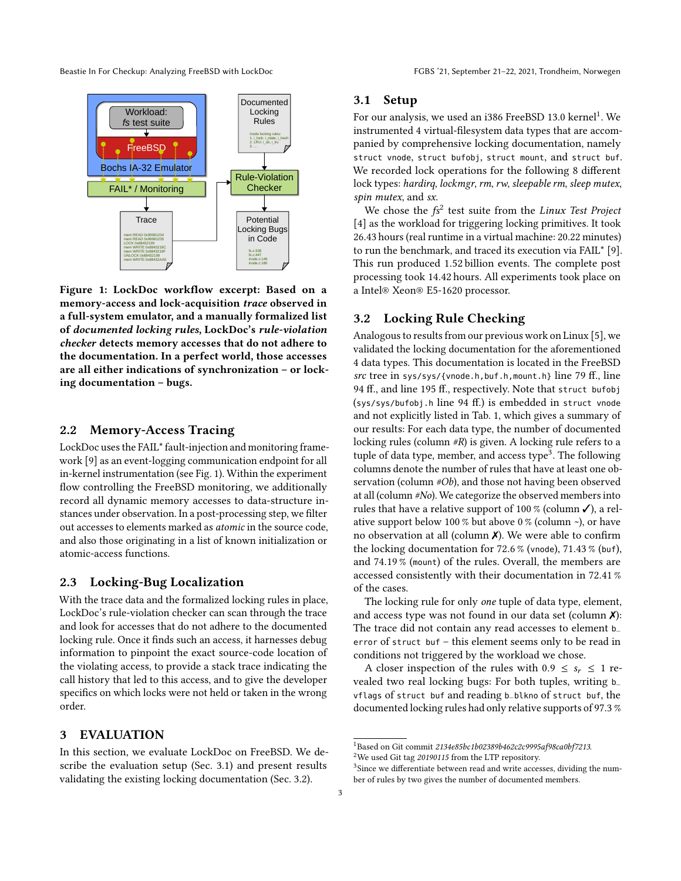Figure 1: LockDoc workflow excerpt: Based on a memory-access and lock-acquisition *trace* observed in a full-system emulator, and a manually formalized list of *documented locking rules*, LockDoc's *rule-violation checker* detects memory accesses that do not adhere to the documentation. In a perfect world, those accesses are all either indications of synchronization – or locking documentation – bugs.

## 2.2 Memory-Access Tracing

LockDoc uses the FAIL* fault-injection and monitoring framework [9] as an event-logging communication endpoint for all in-kernel instrumentation (see Fig. 1). Within the experiment flow controlling the FreeBSD monitoring, we additionally record all dynamic memory accesses to data-structure instances under observation. In a post-processing step, we filter out accesses to elements marked as *atomic* in the source code, and also those originating in a list of known initialization or atomic-access functions.

## 2.3 Locking-Bug Localization

With the trace data and the formalized locking rules in place, LockDoc's rule-violation checker can scan through the trace and look for accesses that do not adhere to the documented locking rule. Once it finds such an access, it harnesses debug information to pinpoint the exact source-code location of the violating access, to provide a stack trace indicating the call history that led to this access, and to give the developer specifics on which locks were not held or taken in the wrong order.

# 3 EVALUATION

In this section, we evaluate LockDoc on FreeBSD. We describe the evaluation setup (Sec. 3.1) and present results validating the existing locking documentation (Sec. 3.2).

## 3.1 Setup

For our analysis, we used an i386 FreeBSD 13.0 kernel[1]. We instrumented 4 virtual-filesystem data types that are accompanied by comprehensive locking documentation, namely `struct vnode`, `struct bufobj`, `struct mount`, and `struct buf`. We recorded lock operations for the following 8 different lock types: *hardirq*, *lockmgr*, *rm*, *rw*, *sleepable rm*, *sleep mutex*, *spin mutex*, and *sx*.

We chose the *fs*[2] test suite from the *Linux Test Project* [4] as the workload for triggering locking primitives. It took 26.43 hours (real runtime in a virtual machine: 20.22 minutes) to run the benchmark, and traced its execution via FAIL* [9]. This run produced 1.52 billion events. The complete post processing took 14.42 hours. All experiments took place on a Intel® Xeon® E5-1620 processor.

## 3.2 Locking Rule Checking

Analogous to results from our previous work on Linux [5], we validated the locking documentation for the aforementioned 4 data types. This documentation is located in the FreeBSD *src* tree in `sys/sys/{vnode.h,buf.h,mount.h}` line 79 ff., line 94 ff., and line 195 ff., respectively. Note that `struct bufobj` (`sys/sys/bufobj.h` line 94 ff.) is embedded in `struct vnode` and not explicitly listed in Tab. 1, which gives a summary of our results: For each data type, the number of documented locking rules (column *#R*) is given. A locking rule refers to a tuple of data type, member, and access type[3]. The following columns denote the number of rules that have at least one observation (column *#Ob*), and those not having been observed at all (column *#No*). We categorize the observed members into rules that have a relative support of 100 % (column ✓), a relative support below 100 % but above 0 % (column ~), or have no observation at all (column ✗). We were able to confirm the locking documentation for 72.6 % (`vnode`), 71.43 % (`buf`), and 74.19 % (`mount`) of the rules. Overall, the members are accessed consistently with their documentation in 72.41 % of the cases.

The locking rule for only *one* tuple of data type, element, and access type was not found in our data set (column ✗): The trace did not contain any read accesses to element `b_error` of `struct buf` – this element seems only to be read in conditions not triggered by the workload we chose.

A closer inspection of the rules with $0.9 \leq s_r \leq 1$ revealed two real locking bugs: For both tuples, writing `b_vflags` of `struct buf` and reading `b_blkno` of `struct buf`, the documented locking rules had only relative supports of 97.3 %

[1] Based on Git commit *2134e85bc1b02389b462c2c9995af98ca0bf7213*.

[2] We used Git tag *20190115* from the LTP repository.

[3] Since we differentiate between read and write accesses, dividing the number of rules by two gives the number of documented members.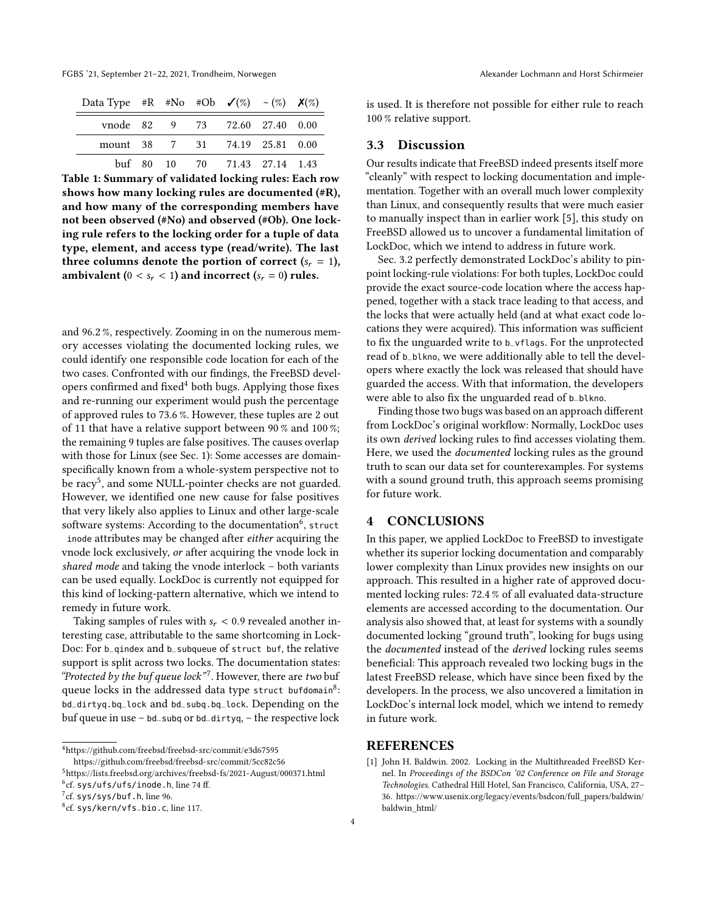| Data Type | #R | #No | #Ob | ✓(%) | ~ (%) | ✗(%) |
|---|---|---|---|---|---|---|
| vnode | 82 | 9 | 73 | 72.60 | 27.40 | 0.00 |
| mount | 38 | 7 | 31 | 74.19 | 25.81 | 0.00 |
| buf | 80 | 10 | 70 | 71.43 | 27.14 | 1.43 |

**Table 1: Summary of validated locking rules: Each row shows how many locking rules are documented (#R), and how many of the corresponding members have not been observed (#No) and observed (#Ob). One locking rule refers to the locking order for a tuple of data type, element, and access type (read/write). The last three columns denote the portion of correct ($s_r = 1$), ambivalent ($0 < s_r < 1$) and incorrect ($s_r = 0$) rules.**

and 96.2 %, respectively. Zooming in on the numerous memory accesses violating the documented locking rules, we could identify one responsible code location for each of the two cases. Confronted with our findings, the FreeBSD developers confirmed and fixed[4] both bugs. Applying those fixes and re-running our experiment would push the percentage of approved rules to 73.6 %. However, these tuples are 2 out of 11 that have a relative support between 90 % and 100 %; the remaining 9 tuples are false positives. The causes overlap with those for Linux (see Sec. 1): Some accesses are domain-specifically known from a whole-system perspective not to be racy[5], and some NULL-pointer checks are not guarded. However, we identified one new cause for false positives that very likely also applies to Linux and other large-scale software systems: According to the documentation[6], `struct inode` attributes may be changed after *either* acquiring the vnode lock exclusively, *or* after acquiring the vnode lock in *shared mode* and taking the vnode interlock – both variants can be used equally. LockDoc is currently not equipped for this kind of locking-pattern alternative, which we intend to remedy in future work.

Taking samples of rules with $s_r < 0.9$ revealed another interesting case, attributable to the same shortcoming in LockDoc: For `b_qindex` and `b_subqueue` of `struct buf`, the relative support is split across two locks. The documentation states: *"Protected by the buf queue lock"*[7]. However, there are *two* buf queue locks in the addressed data type `struct bufdomain`[8]: `bd_dirtyq.bq_lock` and `bd_subq.bq_lock`. Depending on the buf queue in use – `bd_subq` or `bd_dirtyq`, – the respective lock is used. It is therefore not possible for either rule to reach 100 % relative support.

### 3.3 Discussion

Our results indicate that FreeBSD indeed presents itself more "cleanly" with respect to locking documentation and implementation. Together with an overall much lower complexity than Linux, and consequently results that were much easier to manually inspect than in earlier work [5], this study on FreeBSD allowed us to uncover a fundamental limitation of LockDoc, which we intend to address in future work.

Sec. 3.2 perfectly demonstrated LockDoc's ability to pinpoint locking-rule violations: For both tuples, LockDoc could provide the exact source-code location where the access happened, together with a stack trace leading to that access, and the locks that were actually held (and at what exact code locations they were acquired). This information was sufficient to fix the unguarded write to `b_vflags`. For the unprotected read of `b_blkno`, we were additionally able to tell the developers where exactly the lock was released that should have guarded the access. With that information, the developers were able to also fix the unguarded read of `b_blkno`.

Finding those two bugs was based on an approach different from LockDoc's original workflow: Normally, LockDoc uses its own *derived* locking rules to find accesses violating them. Here, we used the *documented* locking rules as the ground truth to scan our data set for counterexamples. For systems with a sound ground truth, this approach seems promising for future work.

## 4 CONCLUSIONS

In this paper, we applied LockDoc to FreeBSD to investigate whether its superior locking documentation and comparably lower complexity than Linux provides new insights on our approach. This resulted in a higher rate of approved documented locking rules: 72.4 % of all evaluated data-structure elements are accessed according to the documentation. Our analysis also showed that, at least for systems with a soundly documented locking "ground truth", looking for bugs using the *documented* instead of the *derived* locking rules seems beneficial: This approach revealed two locking bugs in the latest FreeBSD release, which have since been fixed by the developers. In the process, we also uncovered a limitation in LockDoc's internal lock model, which we intend to remedy in future work.

## REFERENCES

[1] John H. Baldwin. 2002. Locking in the Multithreaded FreeBSD Kernel. In *Proceedings of the BSDCon '02 Conference on File and Storage Technologies*. Cathedral Hill Hotel, San Francisco, California, USA, 27–36. https://www.usenix.org/legacy/events/bsdcon/full_papers/baldwin/baldwin_html/

---

[4] https://github.com/freebsd/freebsd-src/commit/e3d67595
https://github.com/freebsd/freebsd-src/commit/5cc82c56

[5] https://lists.freebsd.org/archives/freebsd-fs/2021-August/000371.html

[6] cf. `sys/ufs/ufs/inode.h`, line 74 ff.

[7] cf. `sys/sys/buf.h`, line 96.

[8] cf. `sys/kern/vfs_bio.c`, line 117.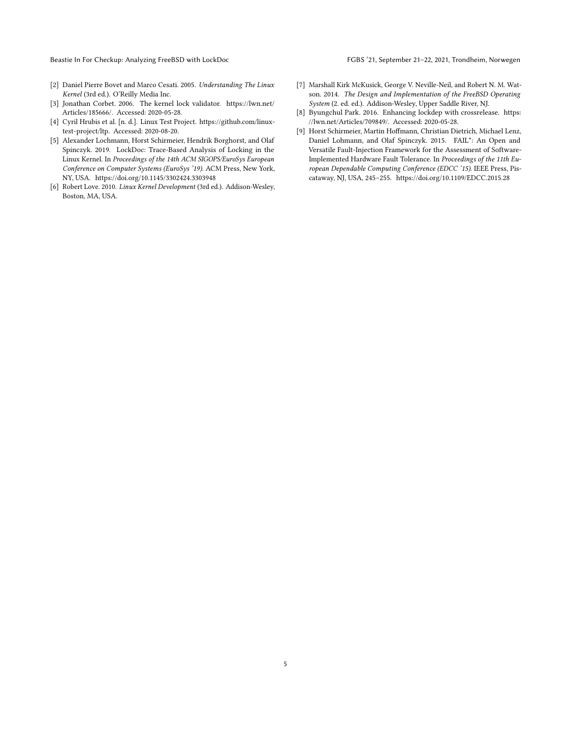[2] Daniel Pierre Bovet and Marco Cesati. 2005. *Understanding The Linux Kernel* (3rd ed.). O'Reilly Media Inc.

[3] Jonathan Corbet. 2006. The kernel lock validator. https://lwn.net/Articles/185666/. Accessed: 2020-05-28.

[4] Cyril Hrubis et al. [n. d.]. Linux Test Project. https://github.com/linux-test-project/ltp. Accessed: 2020-08-20.

[5] Alexander Lochmann, Horst Schirmeier, Hendrik Borghorst, and Olaf Spinczyk. 2019. LockDoc: Trace-Based Analysis of Locking in the Linux Kernel. In *Proceedings of the 14th ACM SIGOPS/EuroSys European Conference on Computer Systems (EuroSys '19)*. ACM Press, New York, NY, USA. https://doi.org/10.1145/3302424.3303948

[6] Robert Love. 2010. *Linux Kernel Development* (3rd ed.). Addison-Wesley, Boston, MA, USA.

[7] Marshall Kirk McKusick, George V. Neville-Neil, and Robert N. M. Watson. 2014. *The Design and Implementation of the FreeBSD Operating System* (2. ed. ed.). Addison-Wesley, Upper Saddle River, NJ.

[8] Byungchul Park. 2016. Enhancing lockdep with crossrelease. https://lwn.net/Articles/709849/. Accessed: 2020-05-28.

[9] Horst Schirmeier, Martin Hoffmann, Christian Dietrich, Michael Lenz, Daniel Lohmann, and Olaf Spinczyk. 2015. FAIL*: An Open and Versatile Fault-Injection Framework for the Assessment of Software-Implemented Hardware Fault Tolerance. In *Proceedings of the 11th European Dependable Computing Conference (EDCC '15)*. IEEE Press, Piscataway, NJ, USA, 245–255. https://doi.org/10.1109/EDCC.2015.28